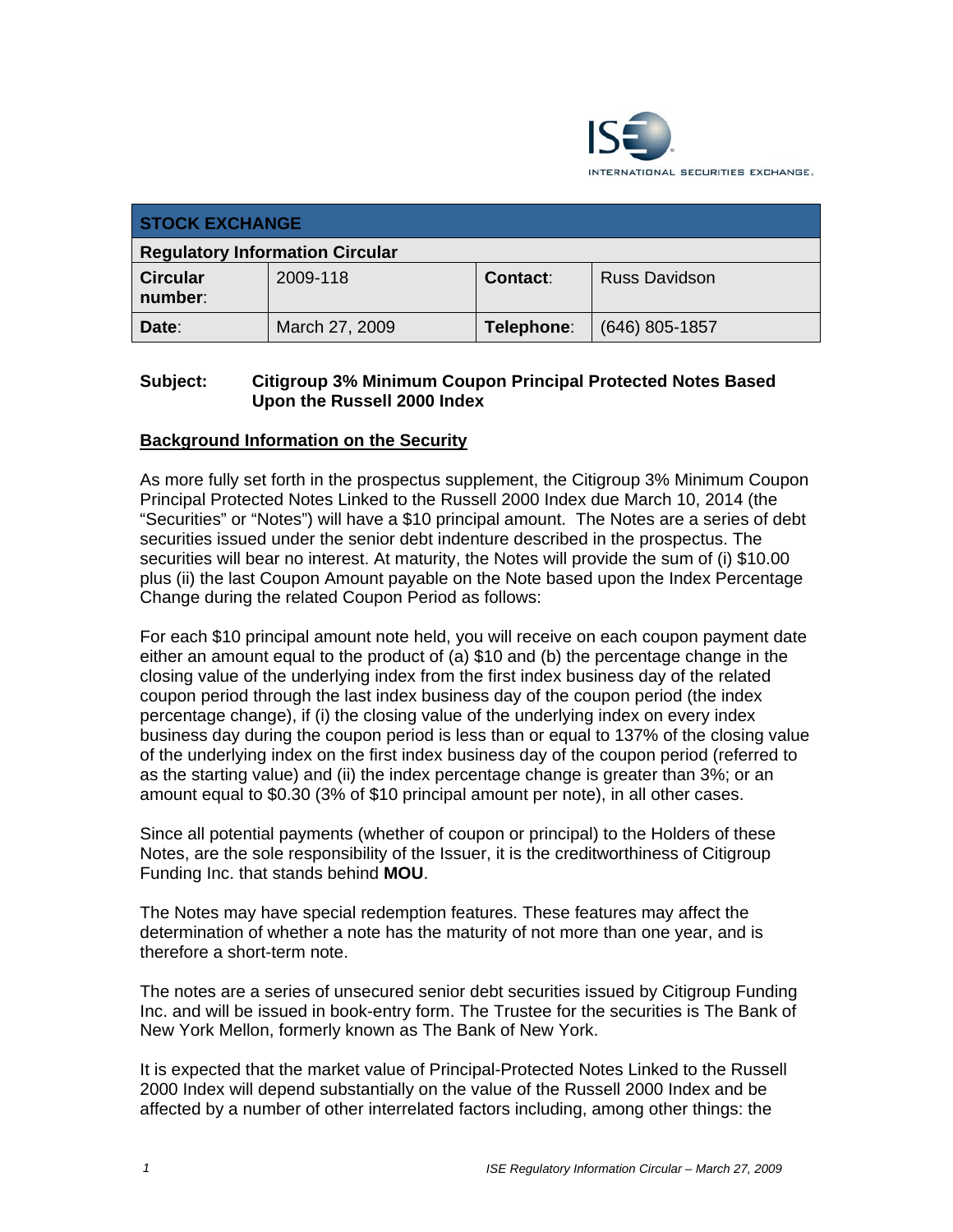INTERNATIONAL SECURITIES EXCHANGE.

| STOCK EXCHANGE | | | |
|---|---|---|---|
| **Regulatory Information Circular** | | | |
| **Circular number:** | 2009-118 | **Contact:** | Russ Davidson |
| **Date:** | March 27, 2009 | **Telephone:** | (646) 805-1857 |

**Subject: Citigroup 3% Minimum Coupon Principal Protected Notes Based Upon the Russell 2000 Index**

## Background Information on the Security

As more fully set forth in the prospectus supplement, the Citigroup 3% Minimum Coupon Principal Protected Notes Linked to the Russell 2000 Index due March 10, 2014 (the "Securities" or "Notes") will have a $10 principal amount. The Notes are a series of debt securities issued under the senior debt indenture described in the prospectus. The securities will bear no interest. At maturity, the Notes will provide the sum of (i) $10.00 plus (ii) the last Coupon Amount payable on the Note based upon the Index Percentage Change during the related Coupon Period as follows:

For each $10 principal amount note held, you will receive on each coupon payment date either an amount equal to the product of (a) $10 and (b) the percentage change in the closing value of the underlying index from the first index business day of the related coupon period through the last index business day of the coupon period (the index percentage change), if (i) the closing value of the underlying index on every index business day during the coupon period is less than or equal to 137% of the closing value of the underlying index on the first index business day of the coupon period (referred to as the starting value) and (ii) the index percentage change is greater than 3%; or an amount equal to $0.30 (3% of $10 principal amount per note), in all other cases.

Since all potential payments (whether of coupon or principal) to the Holders of these Notes, are the sole responsibility of the Issuer, it is the creditworthiness of Citigroup Funding Inc. that stands behind **MOU**.

The Notes may have special redemption features. These features may affect the determination of whether a note has the maturity of not more than one year, and is therefore a short-term note.

The notes are a series of unsecured senior debt securities issued by Citigroup Funding Inc. and will be issued in book-entry form. The Trustee for the securities is The Bank of New York Mellon, formerly known as The Bank of New York.

It is expected that the market value of Principal-Protected Notes Linked to the Russell 2000 Index will depend substantially on the value of the Russell 2000 Index and be affected by a number of other interrelated factors including, among other things: the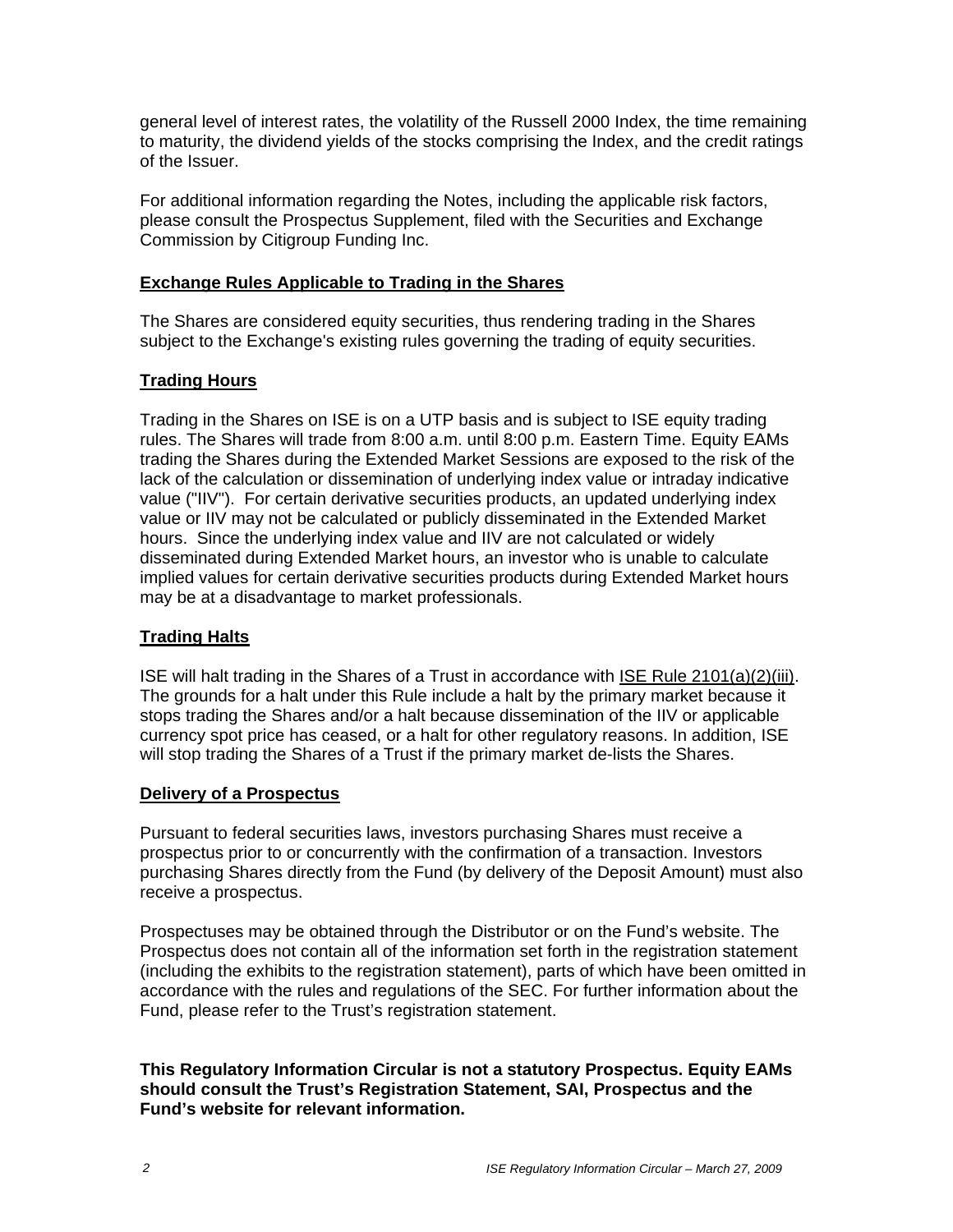general level of interest rates, the volatility of the Russell 2000 Index, the time remaining to maturity, the dividend yields of the stocks comprising the Index, and the credit ratings of the Issuer.

For additional information regarding the Notes, including the applicable risk factors, please consult the Prospectus Supplement, filed with the Securities and Exchange Commission by Citigroup Funding Inc.

## Exchange Rules Applicable to Trading in the Shares

The Shares are considered equity securities, thus rendering trading in the Shares subject to the Exchange's existing rules governing the trading of equity securities.

## Trading Hours

Trading in the Shares on ISE is on a UTP basis and is subject to ISE equity trading rules. The Shares will trade from 8:00 a.m. until 8:00 p.m. Eastern Time. Equity EAMs trading the Shares during the Extended Market Sessions are exposed to the risk of the lack of the calculation or dissemination of underlying index value or intraday indicative value ("IIV"). For certain derivative securities products, an updated underlying index value or IIV may not be calculated or publicly disseminated in the Extended Market hours. Since the underlying index value and IIV are not calculated or widely disseminated during Extended Market hours, an investor who is unable to calculate implied values for certain derivative securities products during Extended Market hours may be at a disadvantage to market professionals.

## Trading Halts

ISE will halt trading in the Shares of a Trust in accordance with ISE Rule 2101(a)(2)(iii). The grounds for a halt under this Rule include a halt by the primary market because it stops trading the Shares and/or a halt because dissemination of the IIV or applicable currency spot price has ceased, or a halt for other regulatory reasons. In addition, ISE will stop trading the Shares of a Trust if the primary market de-lists the Shares.

## Delivery of a Prospectus

Pursuant to federal securities laws, investors purchasing Shares must receive a prospectus prior to or concurrently with the confirmation of a transaction. Investors purchasing Shares directly from the Fund (by delivery of the Deposit Amount) must also receive a prospectus.

Prospectuses may be obtained through the Distributor or on the Fund's website. The Prospectus does not contain all of the information set forth in the registration statement (including the exhibits to the registration statement), parts of which have been omitted in accordance with the rules and regulations of the SEC. For further information about the Fund, please refer to the Trust's registration statement.

**This Regulatory Information Circular is not a statutory Prospectus. Equity EAMs should consult the Trust's Registration Statement, SAI, Prospectus and the Fund's website for relevant information.**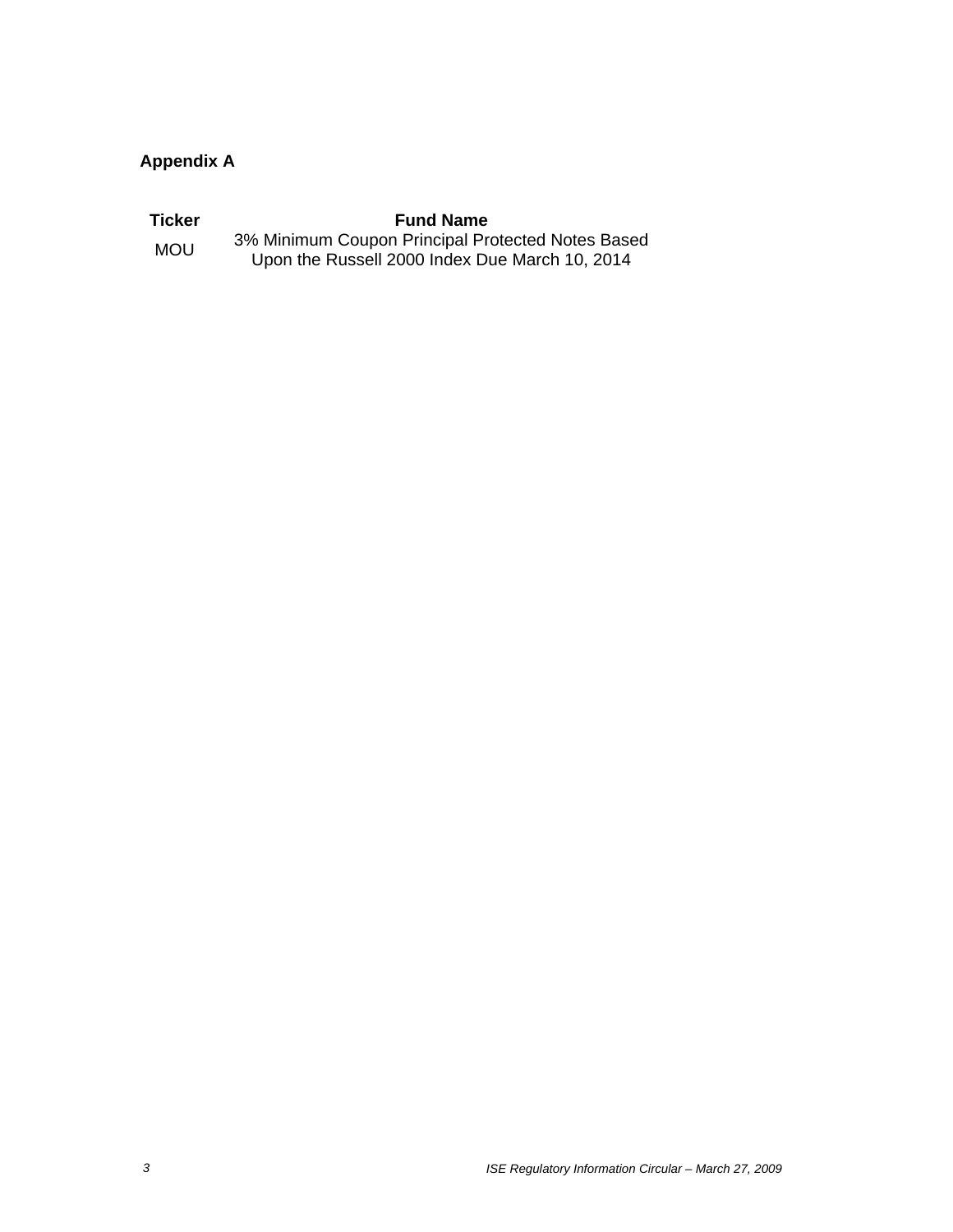**Appendix A**

| Ticker | Fund Name |
|---|---|
| MOU | 3% Minimum Coupon Principal Protected Notes Based Upon the Russell 2000 Index Due March 10, 2014 |